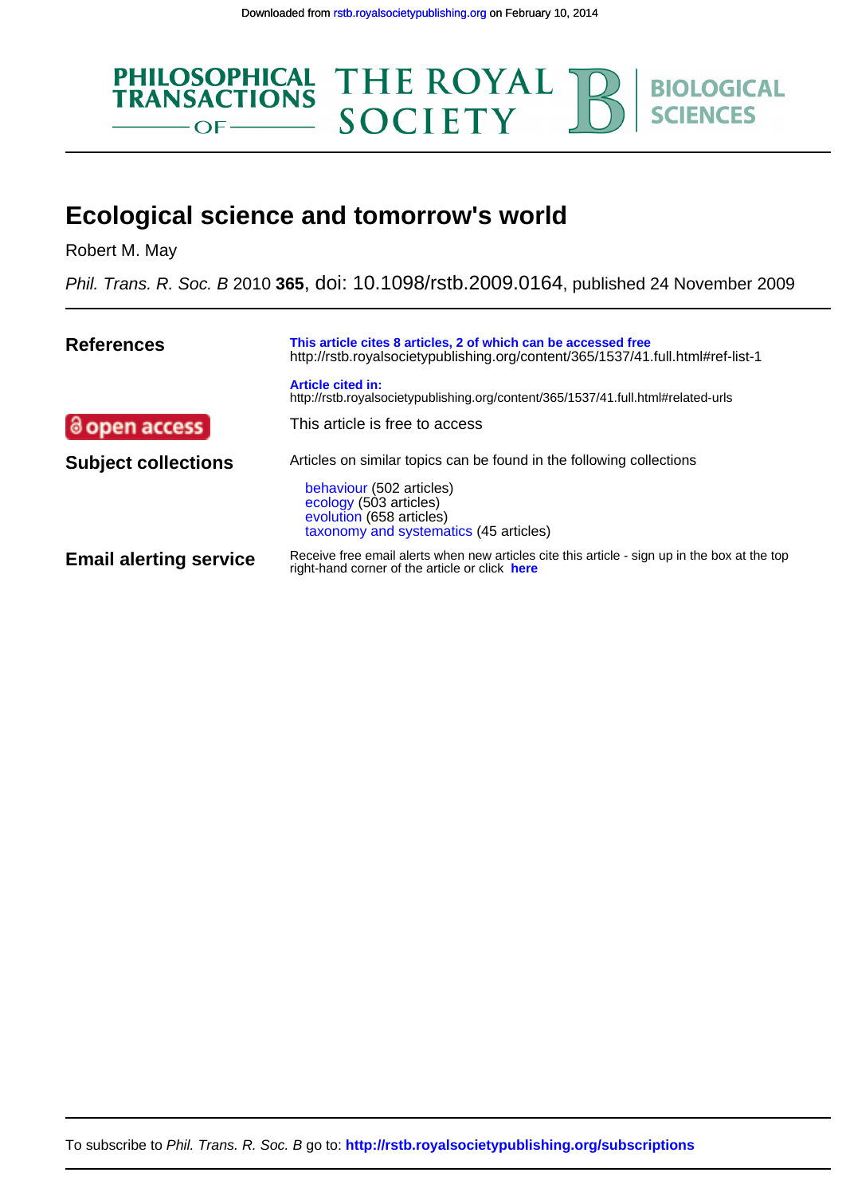Downloaded from rstb.royalsocietypublishing.org on February 10, 2014

PHILOSOPHICAL TRANSACTIONS OF THE ROYAL SOCIETY B BIOLOGICAL SCIENCES

# Ecological science and tomorrow's world

Robert M. May

*Phil. Trans. R. Soc. B* 2010 **365**, doi: 10.1098/rstb.2009.0164, published 24 November 2009

| | |
|---|---|
| **References** | **This article cites 8 articles, 2 of which can be accessed free** http://rstb.royalsocietypublishing.org/content/365/1537/41.full.html#ref-list-1 |
| | **Article cited in:** http://rstb.royalsocietypublishing.org/content/365/1537/41.full.html#related-urls |
| open access | This article is free to access |
| **Subject collections** | Articles on similar topics can be found in the following collections<br>behaviour (502 articles)<br>ecology (503 articles)<br>evolution (658 articles)<br>taxonomy and systematics (45 articles) |
| **Email alerting service** | Receive free email alerts when new articles cite this article - sign up in the box at the top right-hand corner of the article or click **here** |

To subscribe to *Phil. Trans. R. Soc. B* go to: **http://rstb.royalsocietypublishing.org/subscriptions**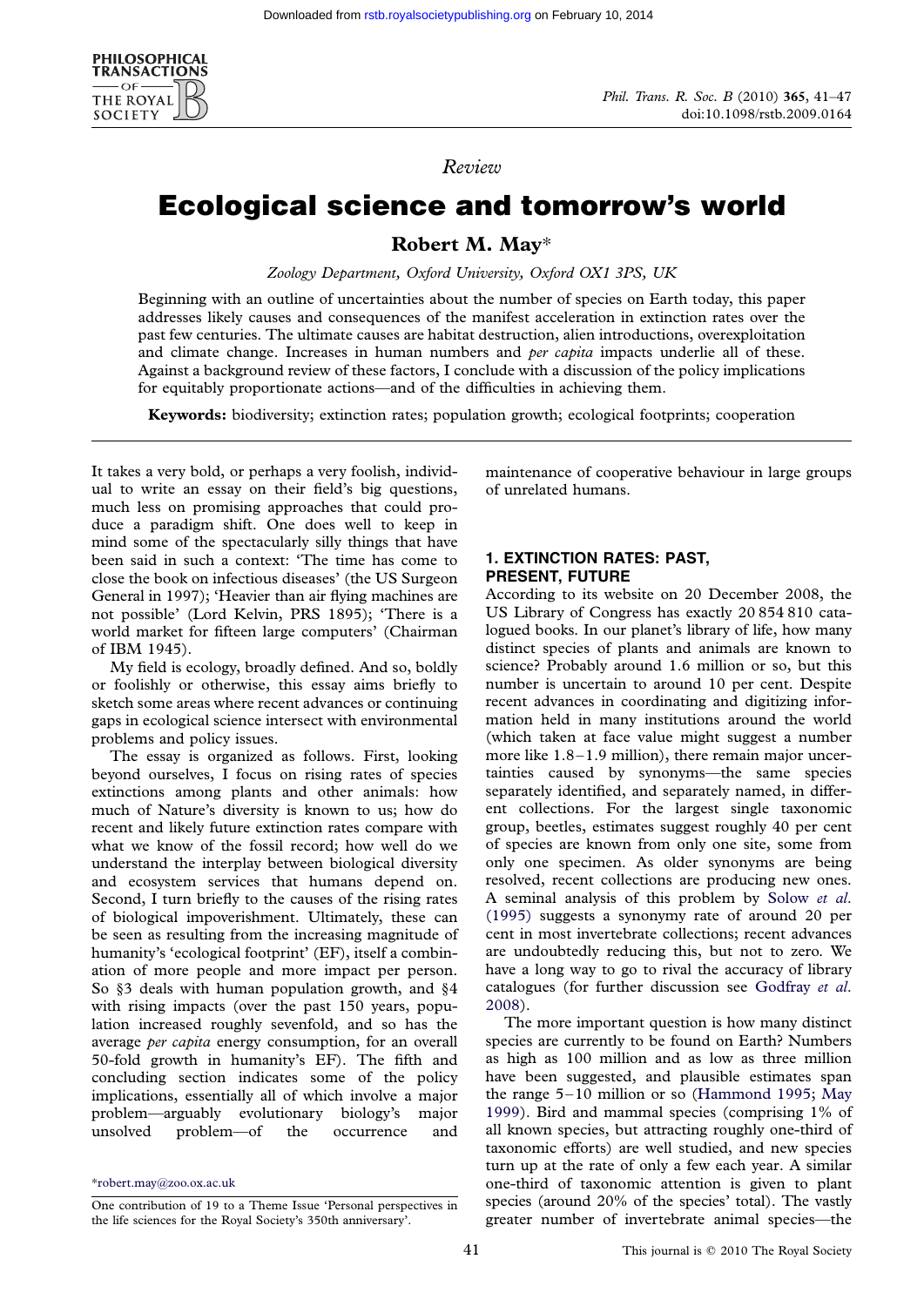Review

# Ecological science and tomorrow's world

**Robert M. May***

*Zoology Department, Oxford University, Oxford OX1 3PS, UK*

Beginning with an outline of uncertainties about the number of species on Earth today, this paper addresses likely causes and consequences of the manifest acceleration in extinction rates over the past few centuries. The ultimate causes are habitat destruction, alien introductions, overexploitation and climate change. Increases in human numbers and *per capita* impacts underlie all of these. Against a background review of these factors, I conclude with a discussion of the policy implications for equitably proportionate actions—and of the difficulties in achieving them.

**Keywords:** biodiversity; extinction rates; population growth; ecological footprints; cooperation

It takes a very bold, or perhaps a very foolish, individual to write an essay on their field's big questions, much less on promising approaches that could produce a paradigm shift. One does well to keep in mind some of the spectacularly silly things that have been said in such a context: 'The time has come to close the book on infectious diseases' (the US Surgeon General in 1997); 'Heavier than air flying machines are not possible' (Lord Kelvin, PRS 1895); 'There is a world market for fifteen large computers' (Chairman of IBM 1945).

My field is ecology, broadly defined. And so, boldly or foolishly or otherwise, this essay aims briefly to sketch some areas where recent advances or continuing gaps in ecological science intersect with environmental problems and policy issues.

The essay is organized as follows. First, looking beyond ourselves, I focus on rising rates of species extinctions among plants and other animals: how much of Nature's diversity is known to us; how do recent and likely future extinction rates compare with what we know of the fossil record; how well do we understand the interplay between biological diversity and ecosystem services that humans depend on. Second, I turn briefly to the causes of the rising rates of biological impoverishment. Ultimately, these can be seen as resulting from the increasing magnitude of humanity's 'ecological footprint' (EF), itself a combination of more people and more impact per person. So §3 deals with human population growth, and §4 with rising impacts (over the past 150 years, population increased roughly sevenfold, and so has the average *per capita* energy consumption, for an overall 50-fold growth in humanity's EF). The fifth and concluding section indicates some of the policy implications, essentially all of which involve a major problem—arguably evolutionary biology's major unsolved problem—of the occurrence and maintenance of cooperative behaviour in large groups of unrelated humans.

## 1. EXTINCTION RATES: PAST, PRESENT, FUTURE

According to its website on 20 December 2008, the US Library of Congress has exactly 20 854 810 catalogued books. In our planet's library of life, how many distinct species of plants and animals are known to science? Probably around 1.6 million or so, but this number is uncertain to around 10 per cent. Despite recent advances in coordinating and digitizing information held in many institutions around the world (which taken at face value might suggest a number more like 1.8–1.9 million), there remain major uncertainties caused by synonyms—the same species separately identified, and separately named, in different collections. For the largest single taxonomic group, beetles, estimates suggest roughly 40 per cent of species are known from only one site, some from only one specimen. As older synonyms are being resolved, recent collections are producing new ones. A seminal analysis of this problem by Solow *et al.* (1995) suggests a synonymy rate of around 20 per cent in most invertebrate collections; recent advances are undoubtedly reducing this, but not to zero. We have a long way to go to rival the accuracy of library catalogues (for further discussion see Godfray *et al.* 2008).

The more important question is how many distinct species are currently to be found on Earth? Numbers as high as 100 million and as low as three million have been suggested, and plausible estimates span the range 5–10 million or so (Hammond 1995; May 1999). Bird and mammal species (comprising 1% of all known species, but attracting roughly one-third of taxonomic efforts) are well studied, and new species turn up at the rate of only a few each year. A similar one-third of taxonomic attention is given to plant species (around 20% of the species' total). The vastly greater number of invertebrate animal species—the

*robert.may@zoo.ox.ac.uk

One contribution of 19 to a Theme Issue 'Personal perspectives in the life sciences for the Royal Society's 350th anniversary'.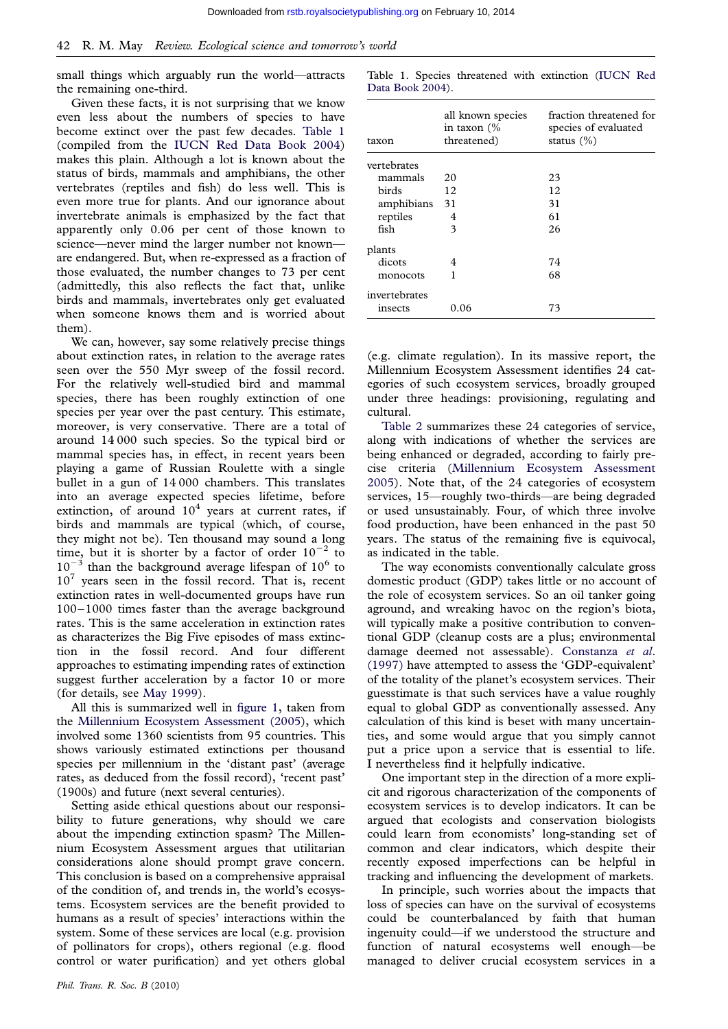small things which arguably run the world—attracts the remaining one-third.

Given these facts, it is unsurprising that we know even less about the numbers of species to have become extinct over the past few decades. Table 1 (compiled from the IUCN Red Data Book 2004) makes this plain. Although a lot is known about the status of birds, mammals and amphibians, the other vertebrates (reptiles and fish) do less well. This is even more true for plants. And our ignorance about invertebrate animals is emphasized by the fact that apparently only 0.06 per cent of those known to science—never mind the larger number not known—are endangered. But, when re-expressed as a fraction of those evaluated, the number changes to 73 per cent (admittedly, this also reflects the fact that, unlike birds and mammals, invertebrates only get evaluated when someone knows them and is worried about them).

Table 1. Species threatened with extinction (IUCN Red Data Book 2004).

| taxon | all known species in taxon (% threatened) | fraction threatened for species of evaluated status (%) |
|---|---|---|
| vertebrates | | |
| mammals | 20 | 23 |
| birds | 12 | 12 |
| amphibians | 31 | 31 |
| reptiles | 4 | 61 |
| fish | 3 | 26 |
| plants | | |
| dicots | 4 | 74 |
| monocots | 1 | 68 |
| invertebrates | | |
| insects | 0.06 | 73 |

We can, however, say some relatively precise things about extinction rates, in relation to the average rates seen over the 550 Myr sweep of the fossil record. For the relatively well-studied bird and mammal species, there has been roughly extinction of one species per year over the past century. This estimate, moreover, is very conservative. There are a total of around 14 000 such species. So the typical bird or mammal species has, in effect, in recent years been playing a game of Russian Roulette with a single bullet in a gun of 14 000 chambers. This translates into an average expected species lifetime, before extinction, of around $10^4$ years at current rates, if birds and mammals are typical (which, of course, they might not be). Ten thousand may sound a long time, but it is shorter by a factor of order $10^{-2}$ to $10^{-3}$ than the background average lifespan of $10^6$ to $10^7$ years seen in the fossil record. That is, recent extinction rates in well-documented groups have run 100–1000 times faster than the average background rates. This is the same acceleration in extinction rates as characterizes the Big Five episodes of mass extinction in the fossil record. And four different approaches to estimating impending rates of extinction suggest further acceleration by a factor 10 or more (for details, see May 1999).

All this is summarized well in figure 1, taken from the Millennium Ecosystem Assessment (2005), which involved some 1360 scientists from 95 countries. This shows variously estimated extinctions per thousand species per millennium in the 'distant past' (average rates, as deduced from the fossil record), 'recent past' (1900s) and future (next several centuries).

Setting aside ethical questions about our responsibility to future generations, why should we care about the impending extinction spasm? The Millennium Ecosystem Assessment argues that utilitarian considerations alone should prompt grave concern. This conclusion is based on a comprehensive appraisal of the condition of, and trends in, the world's ecosystems. Ecosystem services are the benefit provided to humans as a result of species' interactions within the system. Some of these services are local (e.g. provision of pollinators for crops), others regional (e.g. flood control or water purification) and yet others global (e.g. climate regulation). In its massive report, the Millennium Ecosystem Assessment identifies 24 categories of such ecosystem services, broadly grouped under three headings: provisioning, regulating and cultural.

Table 2 summarizes these 24 categories of service, along with indications of whether the services are being enhanced or degraded, according to fairly precise criteria (Millennium Ecosystem Assessment 2005). Note that, of the 24 categories of ecosystem services, 15—roughly two-thirds—are being degraded or used unsustainably. Four, of which three involve food production, have been enhanced in the past 50 years. The status of the remaining five is equivocal, as indicated in the table.

The way economists conventionally calculate gross domestic product (GDP) takes little or no account of the role of ecosystem services. So an oil tanker going aground, and wreaking havoc on the region's biota, will typically make a positive contribution to conventional GDP (cleanup costs are a plus; environmental damage deemed not assessable). Constanza *et al.* (1997) have attempted to assess the 'GDP-equivalent' of the totality of the planet's ecosystem services. Their guesstimate is that such services have a value roughly equal to global GDP as conventionally assessed. Any calculation of this kind is beset with many uncertainties, and some would argue that you simply cannot put a price upon a service that is essential to life. I nevertheless find it helpfully indicative.

One important step in the direction of a more explicit and rigorous characterization of the components of ecosystem services is to develop indicators. It can be argued that ecologists and conservation biologists could learn from economists' long-standing set of common and clear indicators, which despite their recently exposed imperfections can be helpful in tracking and influencing the development of markets.

In principle, such worries about the impacts that loss of species can have on the survival of ecosystems could be counterbalanced by faith that human ingenuity could—if we understood the structure and function of natural ecosystems well enough—be managed to deliver crucial ecosystem services in a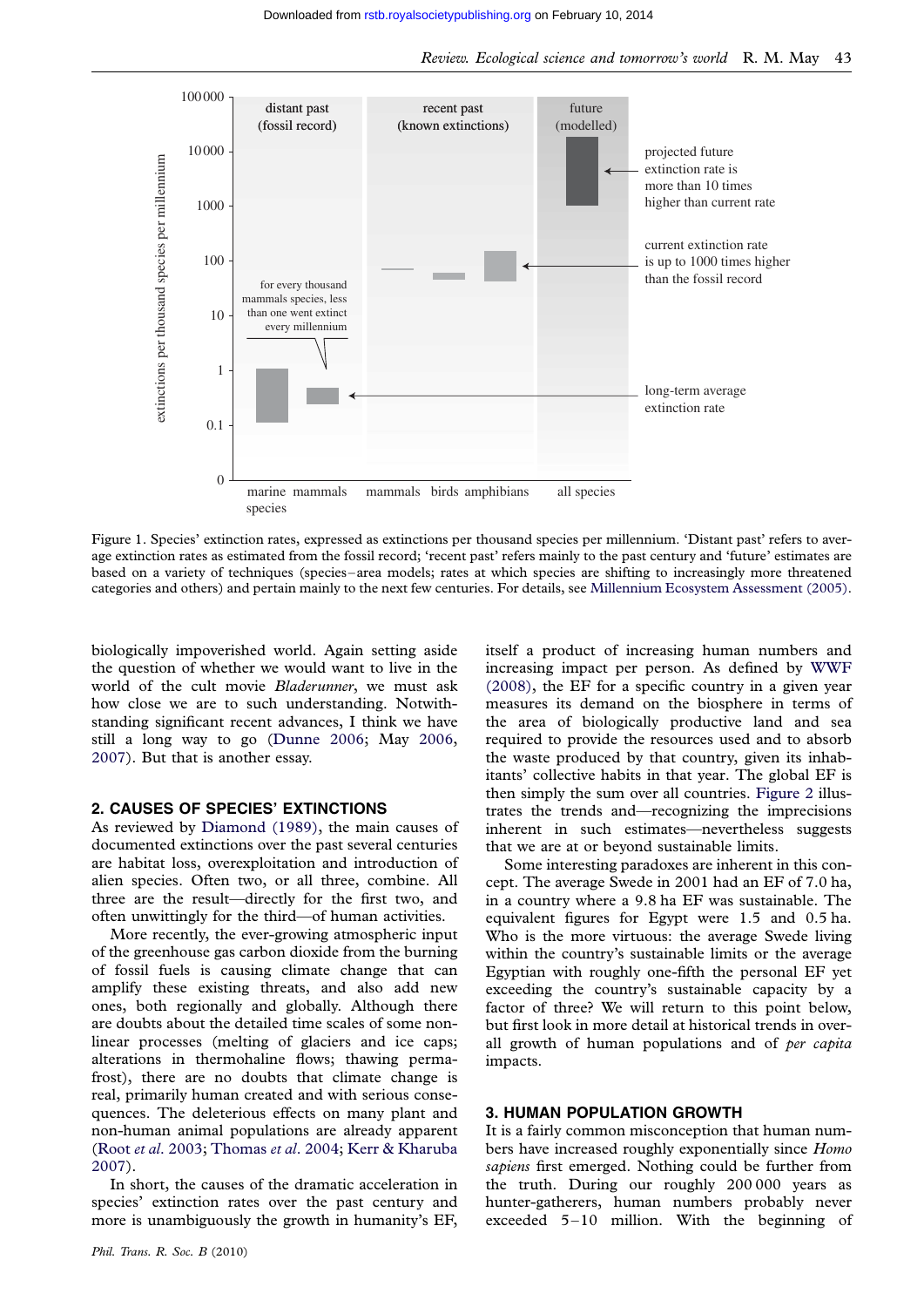Figure 1. Species' extinction rates, expressed as extinctions per thousand species per millennium. 'Distant past' refers to average extinction rates as estimated from the fossil record; 'recent past' refers mainly to the past century and 'future' estimates are based on a variety of techniques (species–area models; rates at which species are shifting to increasingly more threatened categories and others) and pertain mainly to the next few centuries. For details, see Millennium Ecosystem Assessment (2005).

biologically impoverished world. Again setting aside the question of whether we would want to live in the world of the cult movie *Bladerunner*, we must ask how close we are to such understanding. Notwithstanding significant recent advances, I think we have still a long way to go (Dunne 2006; May 2006, 2007). But that is another essay.

## 2. CAUSES OF SPECIES' EXTINCTIONS

As reviewed by Diamond (1989), the main causes of documented extinctions over the past several centuries are habitat loss, overexploitation and introduction of alien species. Often two, or all three, combine. All three are the result—directly for the first two, and often unwittingly for the third—of human activities.

More recently, the ever-growing atmospheric input of the greenhouse gas carbon dioxide from the burning of fossil fuels is causing climate change that can amplify these existing threats, and also add new ones, both regionally and globally. Although there are doubts about the detailed time scales of some non-linear processes (melting of glaciers and ice caps; alterations in thermohaline flows; thawing permafrost), there are no doubts that climate change is real, primarily human created and with serious consequences. The deleterious effects on many plant and non-human animal populations are already apparent (Root *et al*. 2003; Thomas *et al*. 2004; Kerr & Kharuba 2007).

In short, the causes of the dramatic acceleration in species' extinction rates over the past century and more is unambiguously the growth in humanity's EF, itself a product of increasing human numbers and increasing impact per person. As defined by WWF (2008), the EF for a specific country in a given year measures its demand on the biosphere in terms of the area of biologically productive land and sea required to provide the resources used and to absorb the waste produced by that country, given its inhabitants' collective habits in that year. The global EF is then simply the sum over all countries. Figure 2 illustrates the trends and—recognizing the imprecisions inherent in such estimates—nevertheless suggests that we are at or beyond sustainable limits.

Some interesting paradoxes are inherent in this concept. The average Swede in 2001 had an EF of 7.0 ha, in a country where a 9.8 ha EF was sustainable. The equivalent figures for Egypt were 1.5 and 0.5 ha. Who is the more virtuous: the average Swede living within the country's sustainable limits or the average Egyptian with roughly one-fifth the personal EF yet exceeding the country's sustainable capacity by a factor of three? We will return to this point below, but first look in more detail at historical trends in overall growth of human populations and of *per capita* impacts.

## 3. HUMAN POPULATION GROWTH

It is a fairly common misconception that human numbers have increased roughly exponentially since *Homo sapiens* first emerged. Nothing could be further from the truth. During our roughly 200 000 years as hunter-gatherers, human numbers probably never exceeded 5–10 million. With the beginning of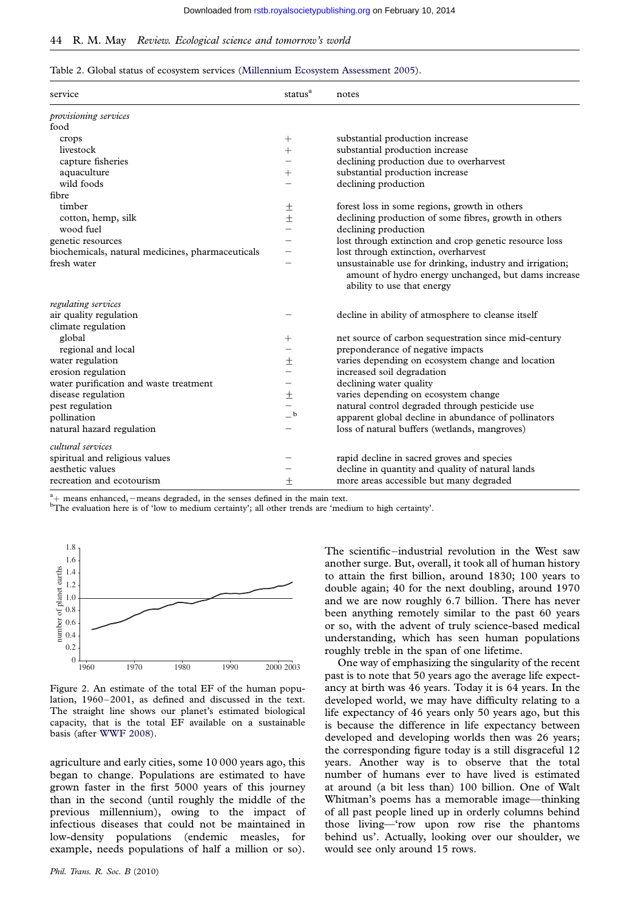Table 2. Global status of ecosystem services (Millennium Ecosystem Assessment 2005).

| service | status[a] | notes |
|---|---|---|
| *provisioning services* | | |
| food | | |
| crops | + | substantial production increase |
| livestock | + | substantial production increase |
| capture fisheries | − | declining production due to overharvest |
| aquaculture | + | substantial production increase |
| wild foods | − | declining production |
| fibre | | |
| timber | ± | forest loss in some regions, growth in others |
| cotton, hemp, silk | ± | declining production of some fibres, growth in others |
| wood fuel | − | declining production |
| genetic resources | − | lost through extinction and crop genetic resource loss |
| biochemicals, natural medicines, pharmaceuticals | − | lost through extinction, overharvest |
| fresh water | − | unsustainable use for drinking, industry and irrigation; amount of hydro energy unchanged, but dams increase ability to use that energy |
| *regulating services* | | |
| air quality regulation | − | decline in ability of atmosphere to cleanse itself |
| climate regulation | | |
| global | + | net source of carbon sequestration since mid-century |
| regional and local | − | preponderance of negative impacts |
| water regulation | ± | varies depending on ecosystem change and location |
| erosion regulation | − | increased soil degradation |
| water purification and waste treatment | − | declining water quality |
| disease regulation | ± | varies depending on ecosystem change |
| pest regulation | − | natural control degraded through pesticide use |
| pollination | −[b] | apparent global decline in abundance of pollinators |
| natural hazard regulation | − | loss of natural buffers (wetlands, mangroves) |
| *cultural services* | | |
| spiritual and religious values | − | rapid decline in sacred groves and species |
| aesthetic values | − | decline in quantity and quality of natural lands |
| recreation and ecotourism | ± | more areas accessible but many degraded |

[a]+ means enhanced, − means degraded, in the senses defined in the main text.
[b]The evaluation here is of 'low to medium certainty'; all other trends are 'medium to high certainty'.

Figure 2. An estimate of the total EF of the human population, 1960–2001, as defined and discussed in the text. The straight line shows our planet's estimated biological capacity, that is the total EF available on a sustainable basis (after WWF 2008).

agriculture and early cities, some 10 000 years ago, this began to change. Populations are estimated to have grown faster in the first 5000 years of this journey than in the second (until roughly the middle of the previous millennium), owing to the impact of infectious diseases that could not be maintained in low-density populations (endemic measles, for example, needs populations of half a million or so). The scientific–industrial revolution in the West saw another surge. But, overall, it took all of human history to attain the first billion, around 1830; 100 years to double again; 40 for the next doubling, around 1970 and we are now roughly 6.7 billion. There has never been anything remotely similar to the past 60 years or so, with the advent of truly science-based medical understanding, which has seen human populations roughly treble in the span of one lifetime.

One way of emphasizing the singularity of the recent past is to note that 50 years ago the average life expectancy at birth was 46 years. Today it is 64 years. In the developed world, we may have difficulty relating to a life expectancy of 46 years only 50 years ago, but this is because the difference in life expectancy between developed and developing worlds then was 26 years; the corresponding figure today is a still disgraceful 12 years. Another way is to observe that the total number of humans ever to have lived is estimated at around (a bit less than) 100 billion. One of Walt Whitman's poems has a memorable image—thinking of all past people lined up in orderly columns behind those living—'row upon row rise the phantoms behind us'. Actually, looking over our shoulder, we would see only around 15 rows.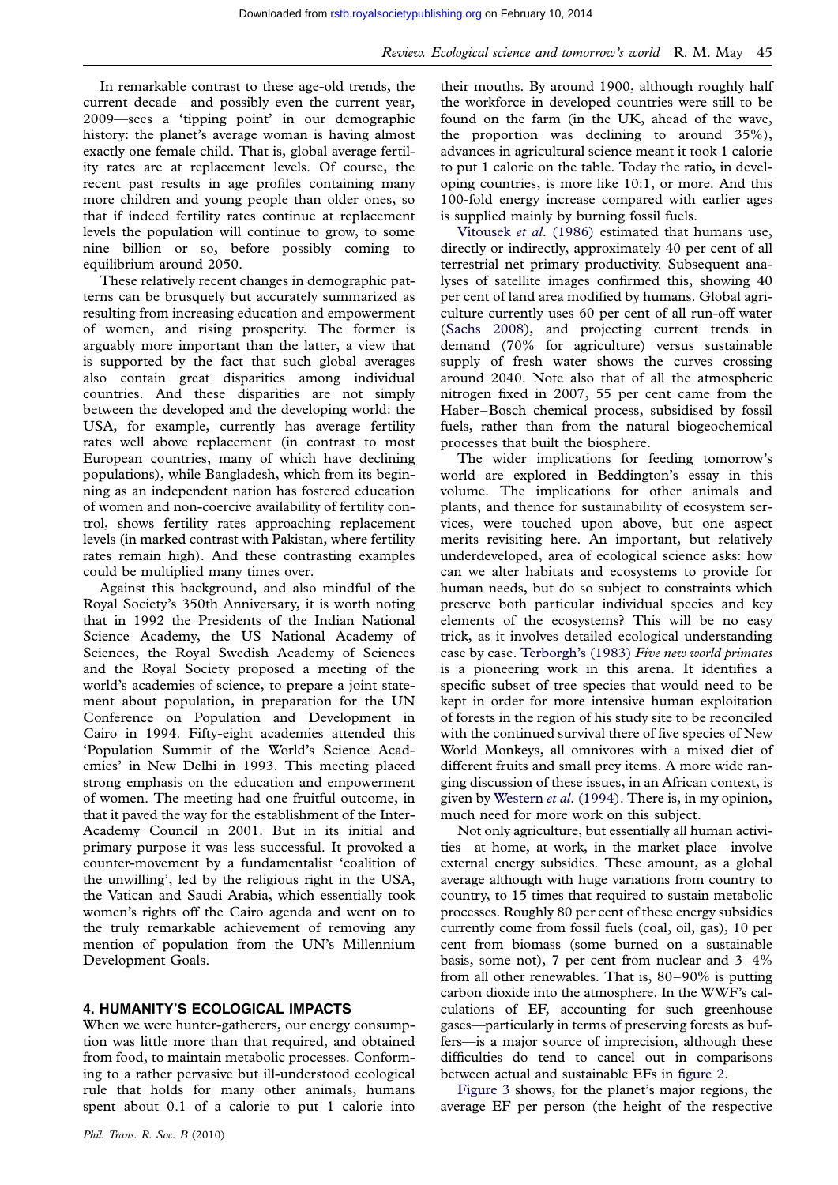In remarkable contrast to these age-old trends, the current decade—and possibly even the current year, 2009—sees a 'tipping point' in our demographic history: the planet's average woman is having almost exactly one female child. That is, global average fertility rates are at replacement levels. Of course, the recent past results in age profiles containing many more children and young people than older ones, so that if indeed fertility rates continue at replacement levels the population will continue to grow, to some nine billion or so, before possibly coming to equilibrium around 2050.

These relatively recent changes in demographic patterns can be brusquely but accurately summarized as resulting from increasing education and empowerment of women, and rising prosperity. The former is arguably more important than the latter, a view that is supported by the fact that such global averages also contain great disparities among individual countries. And these disparities are not simply between the developed and the developing world: the USA, for example, currently has average fertility rates well above replacement (in contrast to most European countries, many of which have declining populations), while Bangladesh, which from its beginning as an independent nation has fostered education of women and non-coercive availability of fertility control, shows fertility rates approaching replacement levels (in marked contrast with Pakistan, where fertility rates remain high). And these contrasting examples could be multiplied many times over.

Against this background, and also mindful of the Royal Society's 350th Anniversary, it is worth noting that in 1992 the Presidents of the Indian National Science Academy, the US National Academy of Sciences, the Royal Swedish Academy of Sciences and the Royal Society proposed a meeting of the world's academies of science, to prepare a joint statement about population, in preparation for the UN Conference on Population and Development in Cairo in 1994. Fifty-eight academies attended this 'Population Summit of the World's Science Academies' in New Delhi in 1993. This meeting placed strong emphasis on the education and empowerment of women. The meeting had one fruitful outcome, in that it paved the way for the establishment of the Inter-Academy Council in 2001. But in its initial and primary purpose it was less successful. It provoked a counter-movement by a fundamentalist 'coalition of the unwilling', led by the religious right in the USA, the Vatican and Saudi Arabia, which essentially took women's rights off the Cairo agenda and went on to the truly remarkable achievement of removing any mention of population from the UN's Millennium Development Goals.

## 4. HUMANITY'S ECOLOGICAL IMPACTS

When we were hunter-gatherers, our energy consumption was little more than that required, and obtained from food, to maintain metabolic processes. Conforming to a rather pervasive but ill-understood ecological rule that holds for many other animals, humans spent about 0.1 of a calorie to put 1 calorie into their mouths. By around 1900, although roughly half the workforce in developed countries were still to be found on the farm (in the UK, ahead of the wave, the proportion was declining to around 35%), advances in agricultural science meant it took 1 calorie to put 1 calorie on the table. Today the ratio, in developing countries, is more like 10:1, or more. And this 100-fold energy increase compared with earlier ages is supplied mainly by burning fossil fuels.

Vitousek *et al.* (1986) estimated that humans use, directly or indirectly, approximately 40 per cent of all terrestrial net primary productivity. Subsequent analyses of satellite images confirmed this, showing 40 per cent of land area modified by humans. Global agriculture currently uses 60 per cent of all run-off water (Sachs 2008), and projecting current trends in demand (70% for agriculture) versus sustainable supply of fresh water shows the curves crossing around 2040. Note also that of all the atmospheric nitrogen fixed in 2007, 55 per cent came from the Haber–Bosch chemical process, subsidised by fossil fuels, rather than from the natural biogeochemical processes that built the biosphere.

The wider implications for feeding tomorrow's world are explored in Beddington's essay in this volume. The implications for other animals and plants, and thence for sustainability of ecosystem services, were touched upon above, but one aspect merits revisiting here. An important, but relatively underdeveloped, area of ecological science asks: how can we alter habitats and ecosystems to provide for human needs, but do so subject to constraints which preserve both particular individual species and key elements of the ecosystems? This will be no easy trick, as it involves detailed ecological understanding case by case. Terborgh's (1983) *Five new world primates* is a pioneering work in this arena. It identifies a specific subset of tree species that would need to be kept in order for more intensive human exploitation of forests in the region of his study site to be reconciled with the continued survival there of five species of New World Monkeys, all omnivores with a mixed diet of different fruits and small prey items. A more wide ranging discussion of these issues, in an African context, is given by Western *et al.* (1994). There is, in my opinion, much need for more work on this subject.

Not only agriculture, but essentially all human activities—at home, at work, in the market place—involve external energy subsidies. These amount, as a global average although with huge variations from country to country, to 15 times that required to sustain metabolic processes. Roughly 80 per cent of these energy subsidies currently come from fossil fuels (coal, oil, gas), 10 per cent from biomass (some burned on a sustainable basis, some not), 7 per cent from nuclear and 3–4% from all other renewables. That is, 80–90% is putting carbon dioxide into the atmosphere. In the WWF's calculations of EF, accounting for such greenhouse gases—particularly in terms of preserving forests as buffers—is a major source of imprecision, although these difficulties do tend to cancel out in comparisons between actual and sustainable EFs in figure 2.

Figure 3 shows, for the planet's major regions, the average EF per person (the height of the respective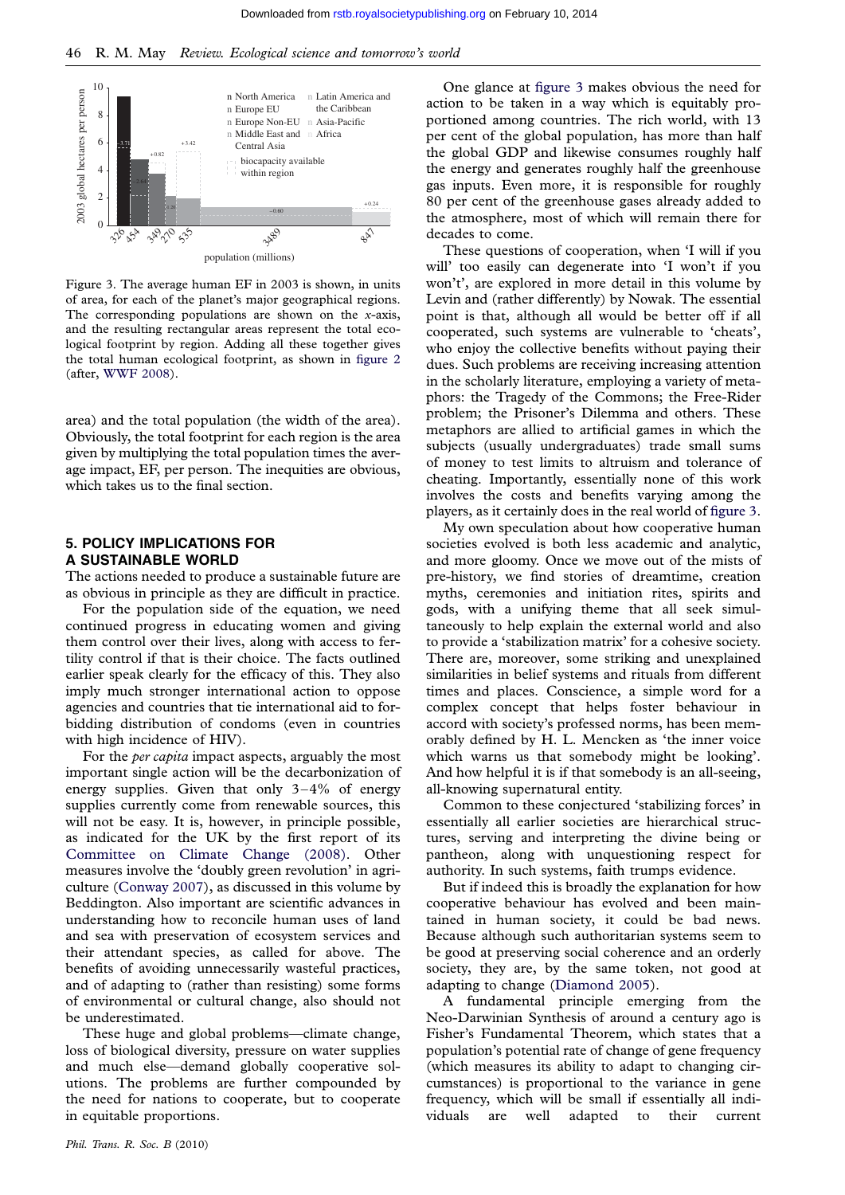10
8
6
4
2
0

2003 global hectares per person

n North America
n Europe EU
n Europe Non-EU
n Middle East and Central Asia
n Latin America and the Caribbean
n Asia-Pacific
n Africa
biocapacity available within region

−3.71
+0.82
−2.64
+3.42
−1.20
−0.60
+0.24

326 454 349 270 535 3489 847

population (millions)

Figure 3. The average human EF in 2003 is shown, in units of area, for each of the planet's major geographical regions. The corresponding populations are shown on the *x*-axis, and the resulting rectangular areas represent the total ecological footprint by region. Adding all these together gives the total human ecological footprint, as shown in figure 2 (after, WWF 2008).

area) and the total population (the width of the area). Obviously, the total footprint for each region is the area given by multiplying the total population times the average impact, EF, per person. The inequities are obvious, which takes us to the final section.

## 5. POLICY IMPLICATIONS FOR A SUSTAINABLE WORLD

The actions needed to produce a sustainable future are as obvious in principle as they are difficult in practice.

For the population side of the equation, we need continued progress in educating women and giving them control over their lives, along with access to fertility control if that is their choice. The facts outlined earlier speak clearly for the efficacy of this. They also imply much stronger international action to oppose agencies and countries that tie international aid to forbidding distribution of condoms (even in countries with high incidence of HIV).

For the *per capita* impact aspects, arguably the most important single action will be the decarbonization of energy supplies. Given that only 3–4% of energy supplies currently come from renewable sources, this will not be easy. It is, however, in principle possible, as indicated for the UK by the first report of its Committee on Climate Change (2008). Other measures involve the 'doubly green revolution' in agriculture (Conway 2007), as discussed in this volume by Beddington. Also important are scientific advances in understanding how to reconcile human uses of land and sea with preservation of ecosystem services and their attendant species, as called for above. The benefits of avoiding unnecessarily wasteful practices, and of adapting to (rather than resisting) some forms of environmental or cultural change, also should not be underestimated.

These huge and global problems—climate change, loss of biological diversity, pressure on water supplies and much else—demand globally cooperative solutions. The problems are further compounded by the need for nations to cooperate, but to cooperate in equitable proportions.

One glance at figure 3 makes obvious the need for action to be taken in a way which is equitably proportioned among countries. The rich world, with 13 per cent of the global population, has more than half the global GDP and likewise consumes roughly half the energy and generates roughly half the greenhouse gas inputs. Even more, it is responsible for roughly 80 per cent of the greenhouse gases already added to the atmosphere, most of which will remain there for decades to come.

These questions of cooperation, when 'I will if you will' too easily can degenerate into 'I won't if you won't', are explored in more detail in this volume by Levin and (rather differently) by Nowak. The essential point is that, although all would be better off if all cooperated, such systems are vulnerable to 'cheats', who enjoy the collective benefits without paying their dues. Such problems are receiving increasing attention in the scholarly literature, employing a variety of metaphors: the Tragedy of the Commons; the Free-Rider problem; the Prisoner's Dilemma and others. These metaphors are allied to artificial games in which the subjects (usually undergraduates) trade small sums of money to test limits to altruism and tolerance of cheating. Importantly, essentially none of this work involves the costs and benefits varying among the players, as it certainly does in the real world of figure 3.

My own speculation about how cooperative human societies evolved is both less academic and analytic, and more gloomy. Once we move out of the mists of pre-history, we find stories of dreamtime, creation myths, ceremonies and initiation rites, spirits and gods, with a unifying theme that all seek simultaneously to help explain the external world and also to provide a 'stabilization matrix' for a cohesive society. There are, moreover, some striking and unexplained similarities in belief systems and rituals from different times and places. Conscience, a simple word for a complex concept that helps foster behaviour in accord with society's professed norms, has been memorably defined by H. L. Mencken as 'the inner voice which warns us that somebody might be looking'. And how helpful it is if that somebody is an all-seeing, all-knowing supernatural entity.

Common to these conjectured 'stabilizing forces' in essentially all earlier societies are hierarchical structures, serving and interpreting the divine being or pantheon, along with unquestioning respect for authority. In such systems, faith trumps evidence.

But if indeed this is broadly the explanation for how cooperative behaviour has evolved and been maintained in human society, it could be bad news. Because although such authoritarian systems seem to be good at preserving social coherence and an orderly society, they are, by the same token, not good at adapting to change (Diamond 2005).

A fundamental principle emerging from the Neo-Darwinian Synthesis of around a century ago is Fisher's Fundamental Theorem, which states that a population's potential rate of change of gene frequency (which measures its ability to adapt to changing circumstances) is proportional to the variance in gene frequency, which will be small if essentially all individuals are well adapted to their current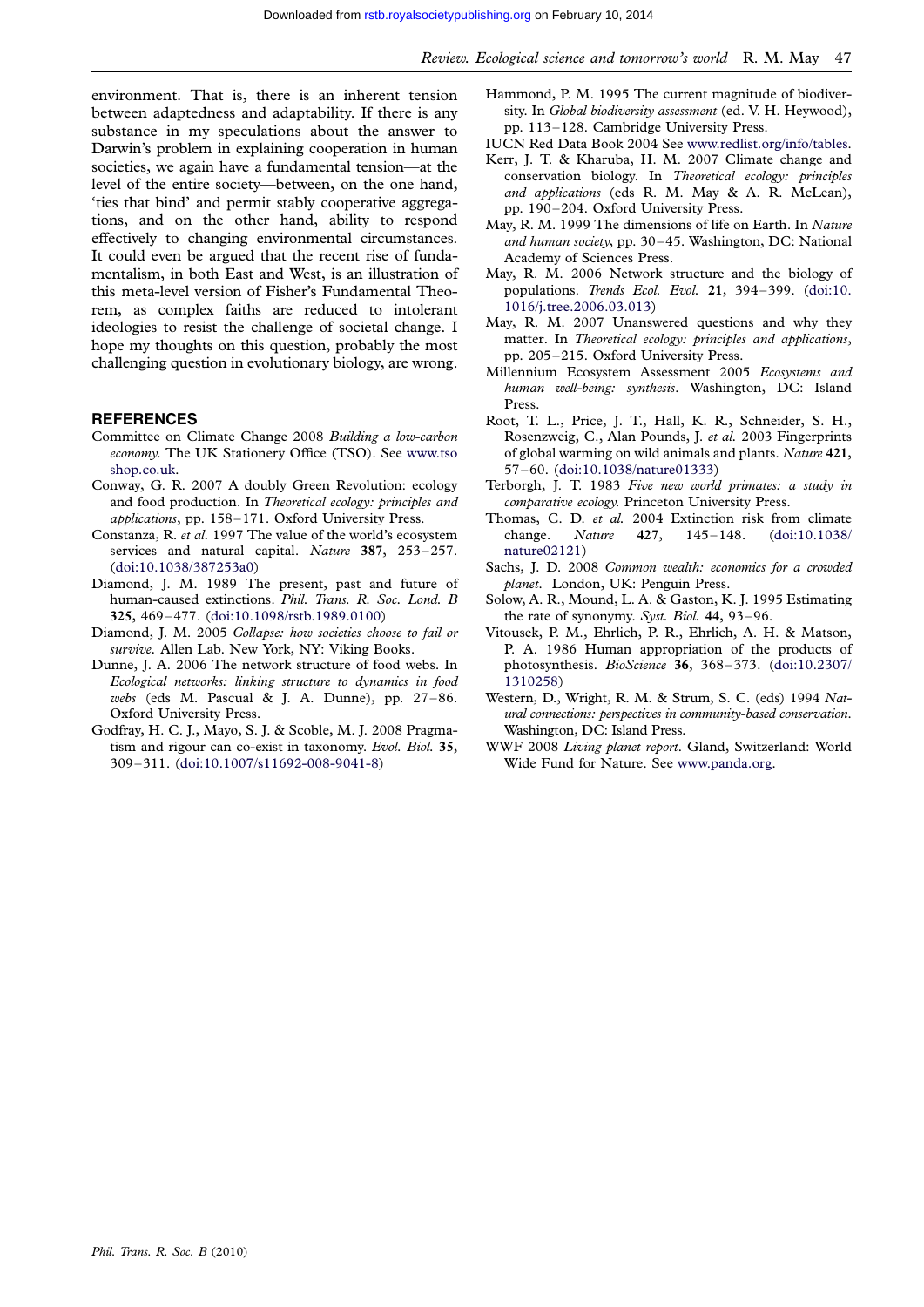environment. That is, there is an inherent tension between adaptedness and adaptability. If there is any substance in my speculations about the answer to Darwin's problem in explaining cooperation in human societies, we again have a fundamental tension—at the level of the entire society—between, on the one hand, 'ties that bind' and permit stably cooperative aggregations, and on the other hand, ability to respond effectively to changing environmental circumstances. It could even be argued that the recent rise of fundamentalism, in both East and West, is an illustration of this meta-level version of Fisher's Fundamental Theorem, as complex faiths are reduced to intolerant ideologies to resist the challenge of societal change. I hope my thoughts on this question, probably the most challenging question in evolutionary biology, are wrong.

## REFERENCES

Committee on Climate Change 2008 *Building a low-carbon economy.* The UK Stationery Office (TSO). See www.tsoshop.co.uk.

Conway, G. R. 2007 A doubly Green Revolution: ecology and food production. In *Theoretical ecology: principles and applications*, pp. 158–171. Oxford University Press.

Constanza, R. *et al.* 1997 The value of the world's ecosystem services and natural capital. *Nature* **387**, 253–257. (doi:10.1038/387253a0)

Diamond, J. M. 1989 The present, past and future of human-caused extinctions. *Phil. Trans. R. Soc. Lond. B* **325**, 469–477. (doi:10.1098/rstb.1989.0100)

Diamond, J. M. 2005 *Collapse: how societies choose to fail or survive*. Allen Lab. New York, NY: Viking Books.

Dunne, J. A. 2006 The network structure of food webs. In *Ecological networks: linking structure to dynamics in food webs* (eds M. Pascual & J. A. Dunne), pp. 27–86. Oxford University Press.

Godfray, H. C. J., Mayo, S. J. & Scoble, M. J. 2008 Pragmatism and rigour can co-exist in taxonomy. *Evol. Biol.* **35**, 309–311. (doi:10.1007/s11692-008-9041-8)

Hammond, P. M. 1995 The current magnitude of biodiversity. In *Global biodiversity assessment* (ed. V. H. Heywood), pp. 113–128. Cambridge University Press.

IUCN Red Data Book 2004 See www.redlist.org/info/tables.

Kerr, J. T. & Kharuba, H. M. 2007 Climate change and conservation biology. In *Theoretical ecology: principles and applications* (eds R. M. May & A. R. McLean), pp. 190–204. Oxford University Press.

May, R. M. 1999 The dimensions of life on Earth. In *Nature and human society*, pp. 30–45. Washington, DC: National Academy of Sciences Press.

May, R. M. 2006 Network structure and the biology of populations. *Trends Ecol. Evol.* **21**, 394–399. (doi:10.1016/j.tree.2006.03.013)

May, R. M. 2007 Unanswered questions and why they matter. In *Theoretical ecology: principles and applications*, pp. 205–215. Oxford University Press.

Millennium Ecosystem Assessment 2005 *Ecosystems and human well-being: synthesis*. Washington, DC: Island Press.

Root, T. L., Price, J. T., Hall, K. R., Schneider, S. H., Rosenzweig, C., Alan Pounds, J. *et al.* 2003 Fingerprints of global warming on wild animals and plants. *Nature* **421**, 57–60. (doi:10.1038/nature01333)

Terborgh, J. T. 1983 *Five new world primates: a study in comparative ecology.* Princeton University Press.

Thomas, C. D. *et al.* 2004 Extinction risk from climate change. *Nature* **427**, 145–148. (doi:10.1038/nature02121)

Sachs, J. D. 2008 *Common wealth: economics for a crowded planet*. London, UK: Penguin Press.

Solow, A. R., Mound, L. A. & Gaston, K. J. 1995 Estimating the rate of synonymy. *Syst. Biol.* **44**, 93–96.

Vitousek, P. M., Ehrlich, P. R., Ehrlich, A. H. & Matson, P. A. 1986 Human appropriation of the products of photosynthesis. *BioScience* **36**, 368–373. (doi:10.2307/1310258)

Western, D., Wright, R. M. & Strum, S. C. (eds) 1994 *Natural connections: perspectives in community-based conservation*. Washington, DC: Island Press.

WWF 2008 *Living planet report*. Gland, Switzerland: World Wide Fund for Nature. See www.panda.org.